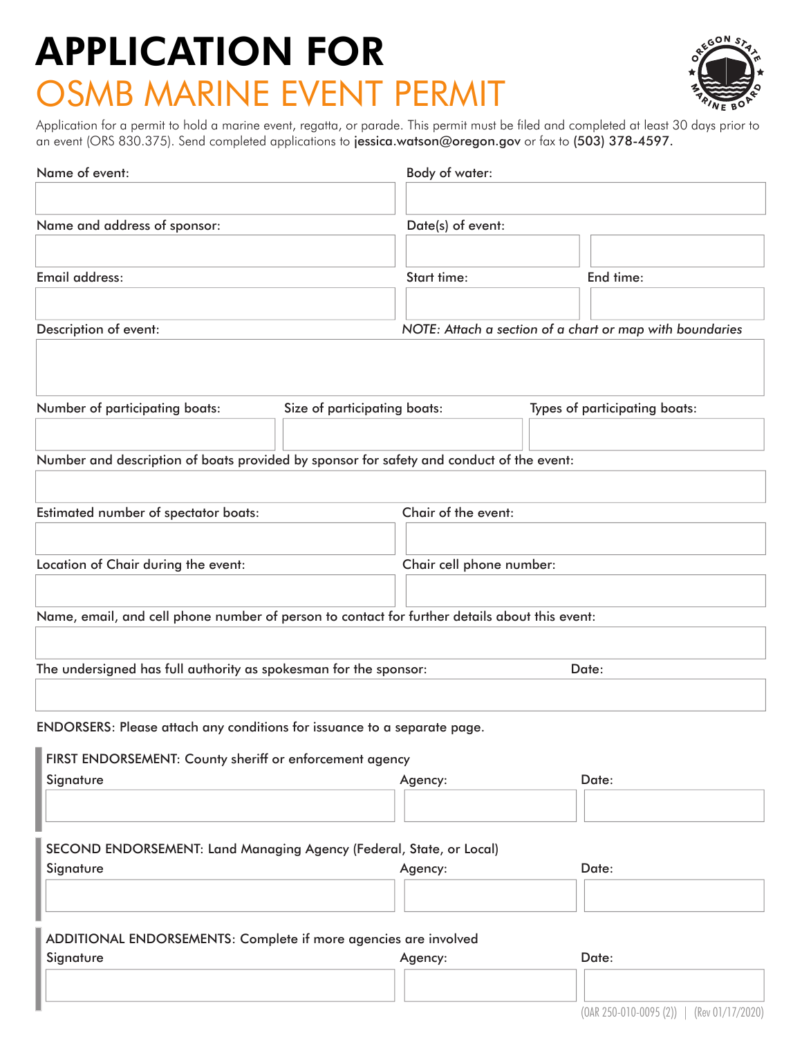# APPLICATION FOR
# OSMB MARINE EVENT PERMIT

Application for a permit to hold a marine event, regatta, or parade. This permit must be filed and completed at least 30 days prior to an event (ORS 830.375). Send completed applications to jessica.watson@oregon.gov or fax to (503) 378-4597.

Name of event:

Body of water:

Name and address of sponsor:

Date(s) of event:

Email address:

Start time:

End time:

Description of event:

*NOTE: Attach a section of a chart or map with boundaries*

Number of participating boats:

Size of participating boats:

Types of participating boats:

Number and description of boats provided by sponsor for safety and conduct of the event:

Estimated number of spectator boats:

Chair of the event:

Location of Chair during the event:

Chair cell phone number:

Name, email, and cell phone number of person to contact for further details about this event:

The undersigned has full authority as spokesman for the sponsor:

Date:

ENDORSERS: Please attach any conditions for issuance to a separate page.

FIRST ENDORSEMENT: County sheriff or enforcement agency

| Signature | Agency: | Date: |
|---|---|---|
| | | |

SECOND ENDORSEMENT: Land Managing Agency (Federal, State, or Local)

| Signature | Agency: | Date: |
|---|---|---|
| | | |

ADDITIONAL ENDORSEMENTS: Complete if more agencies are involved

| Signature | Agency: | Date: |
|---|---|---|
| | | |

(OAR 250-010-0095 (2)) | (Rev 01/17/2020)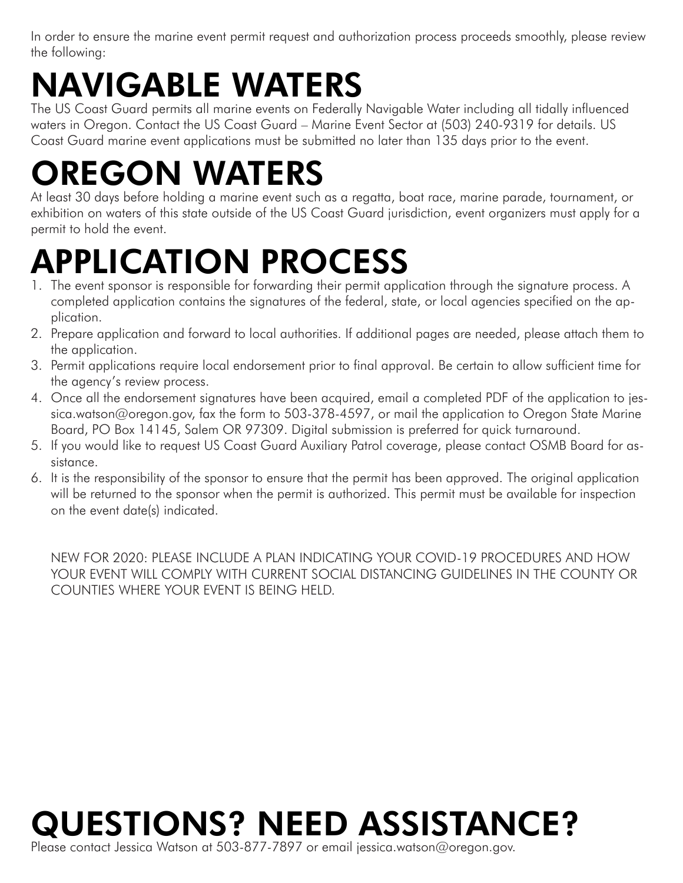In order to ensure the marine event permit request and authorization process proceeds smoothly, please review the following:

# NAVIGABLE WATERS

The US Coast Guard permits all marine events on Federally Navigable Water including all tidally influenced waters in Oregon. Contact the US Coast Guard – Marine Event Sector at (503) 240-9319 for details. US Coast Guard marine event applications must be submitted no later than 135 days prior to the event.

# OREGON WATERS

At least 30 days before holding a marine event such as a regatta, boat race, marine parade, tournament, or exhibition on waters of this state outside of the US Coast Guard jurisdiction, event organizers must apply for a permit to hold the event.

# APPLICATION PROCESS

1. The event sponsor is responsible for forwarding their permit application through the signature process. A completed application contains the signatures of the federal, state, or local agencies specified on the application.
2. Prepare application and forward to local authorities. If additional pages are needed, please attach them to the application.
3. Permit applications require local endorsement prior to final approval. Be certain to allow sufficient time for the agency's review process.
4. Once all the endorsement signatures have been acquired, email a completed PDF of the application to jessica.watson@oregon.gov, fax the form to 503-378-4597, or mail the application to Oregon State Marine Board, PO Box 14145, Salem OR 97309. Digital submission is preferred for quick turnaround.
5. If you would like to request US Coast Guard Auxiliary Patrol coverage, please contact OSMB Board for assistance.
6. It is the responsibility of the sponsor to ensure that the permit has been approved. The original application will be returned to the sponsor when the permit is authorized. This permit must be available for inspection on the event date(s) indicated.

NEW FOR 2020: PLEASE INCLUDE A PLAN INDICATING YOUR COVID-19 PROCEDURES AND HOW YOUR EVENT WILL COMPLY WITH CURRENT SOCIAL DISTANCING GUIDELINES IN THE COUNTY OR COUNTIES WHERE YOUR EVENT IS BEING HELD.

# QUESTIONS? NEED ASSISTANCE?

Please contact Jessica Watson at 503-877-7897 or email jessica.watson@oregon.gov.